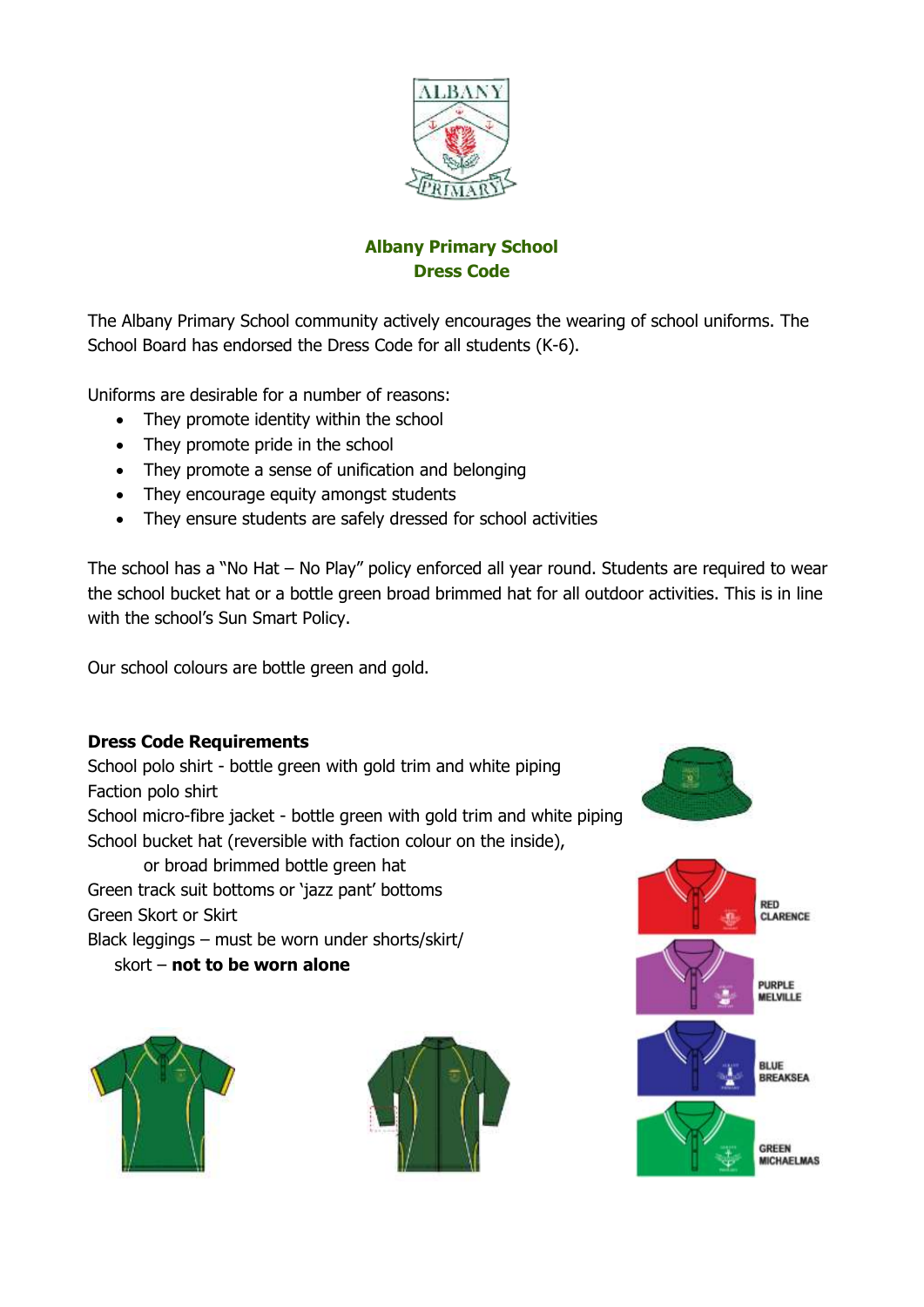## Albany Primary School
## Dress Code

The Albany Primary School community actively encourages the wearing of school uniforms. The School Board has endorsed the Dress Code for all students (K-6).

Uniforms are desirable for a number of reasons:

- They promote identity within the school
- They promote pride in the school
- They promote a sense of unification and belonging
- They encourage equity amongst students
- They ensure students are safely dressed for school activities

The school has a "No Hat – No Play" policy enforced all year round. Students are required to wear the school bucket hat or a bottle green broad brimmed hat for all outdoor activities. This is in line with the school's Sun Smart Policy.

Our school colours are bottle green and gold.

**Dress Code Requirements**

School polo shirt - bottle green with gold trim and white piping
Faction polo shirt
School micro-fibre jacket - bottle green with gold trim and white piping
School bucket hat (reversible with faction colour on the inside),
or broad brimmed bottle green hat
Green track suit bottoms or 'jazz pant' bottoms
Green Skort or Skirt
Black leggings – must be worn under shorts/skirt/
skort – **not to be worn alone**

RED CLARENCE

PURPLE MELVILLE

BLUE BREAKSEA

GREEN MICHAELMAS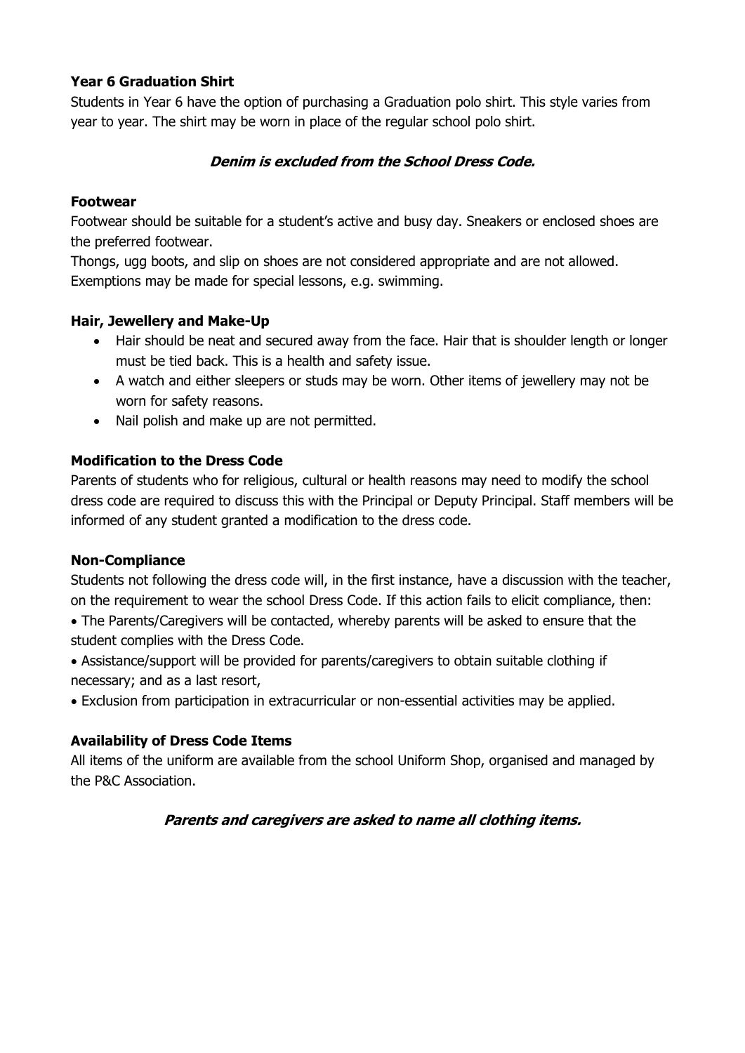**Year 6 Graduation Shirt**

Students in Year 6 have the option of purchasing a Graduation polo shirt. This style varies from year to year. The shirt may be worn in place of the regular school polo shirt.

***Denim is excluded from the School Dress Code.***

**Footwear**

Footwear should be suitable for a student's active and busy day. Sneakers or enclosed shoes are the preferred footwear.

Thongs, ugg boots, and slip on shoes are not considered appropriate and are not allowed. Exemptions may be made for special lessons, e.g. swimming.

**Hair, Jewellery and Make-Up**

- Hair should be neat and secured away from the face. Hair that is shoulder length or longer must be tied back. This is a health and safety issue.
- A watch and either sleepers or studs may be worn. Other items of jewellery may not be worn for safety reasons.
- Nail polish and make up are not permitted.

**Modification to the Dress Code**

Parents of students who for religious, cultural or health reasons may need to modify the school dress code are required to discuss this with the Principal or Deputy Principal. Staff members will be informed of any student granted a modification to the dress code.

**Non-Compliance**

Students not following the dress code will, in the first instance, have a discussion with the teacher, on the requirement to wear the school Dress Code. If this action fails to elicit compliance, then:

- The Parents/Caregivers will be contacted, whereby parents will be asked to ensure that the student complies with the Dress Code.
- Assistance/support will be provided for parents/caregivers to obtain suitable clothing if necessary; and as a last resort,
- Exclusion from participation in extracurricular or non-essential activities may be applied.

**Availability of Dress Code Items**

All items of the uniform are available from the school Uniform Shop, organised and managed by the P&C Association.

***Parents and caregivers are asked to name all clothing items.***